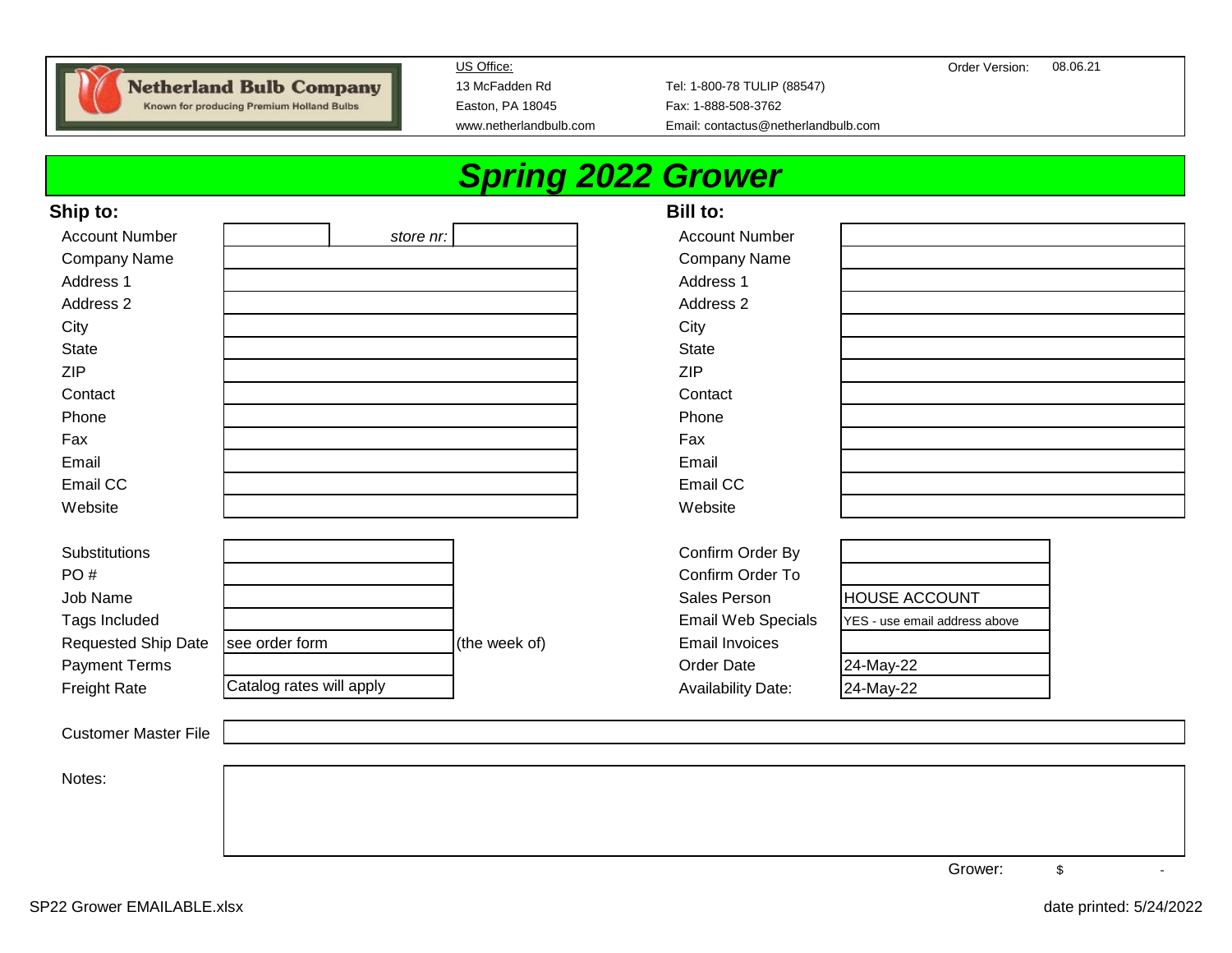**Netherland Bulb Company**
Known for producing Premium Holland Bulbs

US Office:
13 McFadden Rd
Easton, PA 18045
www.netherlandbulb.com

Tel: 1-800-78 TULIP (88547)
Fax: 1-888-508-3762
Email: contactus@netherlandbulb.com

Order Version: 08.06.21

# *Spring 2022 Grower*

## Ship to:

| Field | Value |
|---|---|
| Account Number | *store nr:* |
| Company Name | |
| Address 1 | |
| Address 2 | |
| City | |
| State | |
| ZIP | |
| Contact | |
| Phone | |
| Fax | |
| Email | |
| Email CC | |
| Website | |

## Bill to:

| Field | Value |
|---|---|
| Account Number | |
| Company Name | |
| Address 1 | |
| Address 2 | |
| City | |
| State | |
| ZIP | |
| Contact | |
| Phone | |
| Fax | |
| Email | |
| Email CC | |
| Website | |

| Field | Value | |
|---|---|---|
| Substitutions | | |
| PO # | | |
| Job Name | | |
| Tags Included | | |
| Requested Ship Date | see order form | (the week of) |
| Payment Terms | | |
| Freight Rate | Catalog rates will apply | |

| Field | Value |
|---|---|
| Confirm Order By | |
| Confirm Order To | |
| Sales Person | HOUSE ACCOUNT |
| Email Web Specials | YES - use email address above |
| Email Invoices | |
| Order Date | 24-May-22 |
| Availability Date: | 24-May-22 |

Customer Master File

Notes:

Grower: $ -

SP22 Grower EMAILABLE.xlsx

date printed: 5/24/2022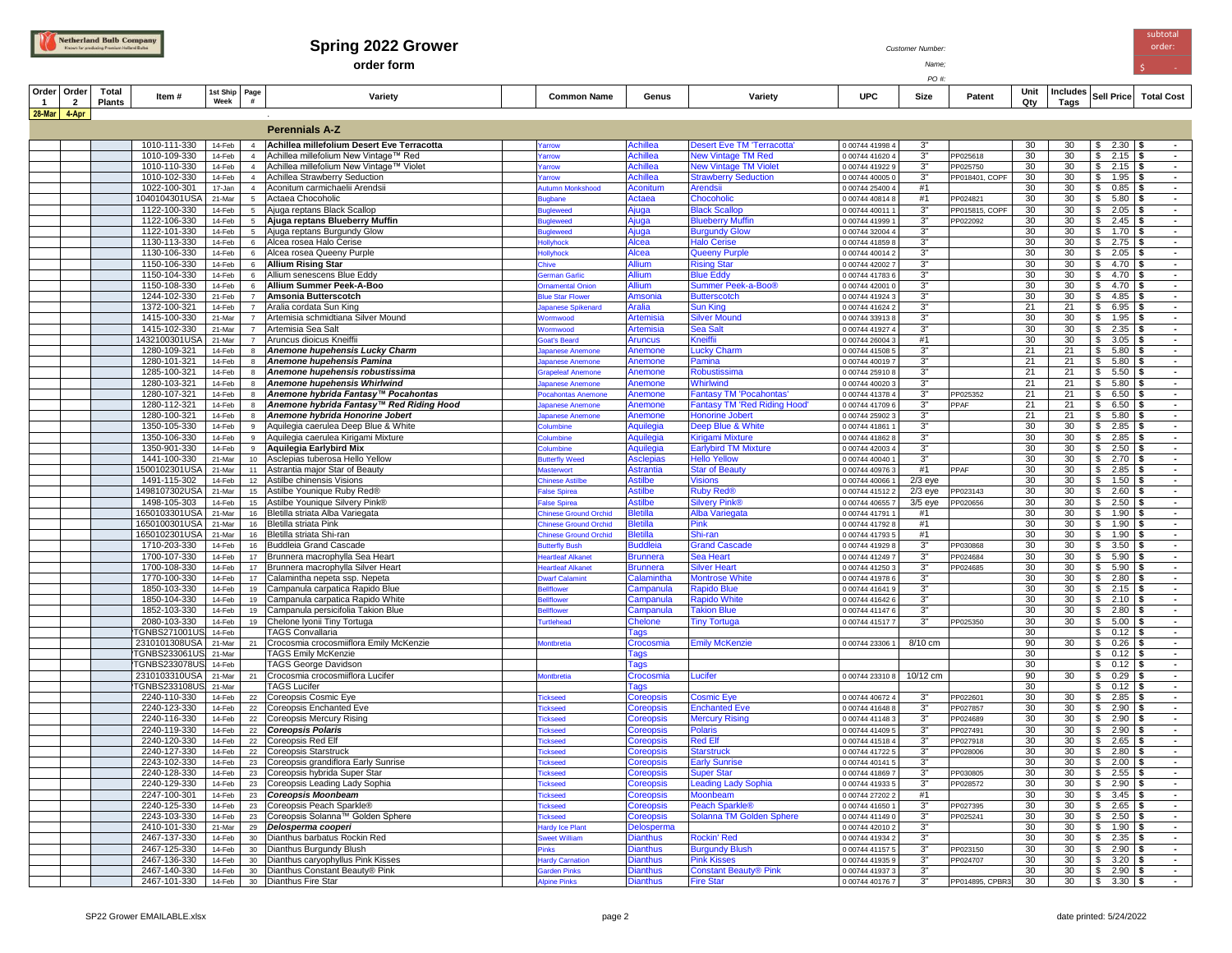# Spring 2022 Grower

**order form**

Netherland Bulb Company

Customer Number:

Name:

PO #:

subtotal order: $ -

| Order 1 | Order 2 | Total Plants | Item # | 1st Ship Week | Page # | Variety | Common Name | Genus | Variety | UPC | Size | Patent | Unit Qty | Includes Tags | Sell Price | Total Cost |
|---|---|---|---|---|---|---|---|---|---|---|---|---|---|---|---|---|
| 28-Mar | 4-Apr | | | | | | | | | | | | | | | |
| | | | | | | **Perennials A-Z** | | | | | | | | | | |
| | | | 1010-111-330 | 14-Feb | 4 | **Achillea millefolium Desert Eve Terracotta** | Yarrow | Achillea | Desert Eve TM 'Terracotta' | 0 00744 41998 4 | 3" | | 30 | 30 | $ 2.30 | $ - |
| | | | 1010-109-330 | 14-Feb | 4 | Achillea millefolium New Vintage™ Red | Yarrow | Achillea | New Vintage TM Red | 0 00744 41620 4 | 3" | PP025618 | 30 | 30 | $ 2.15 | $ - |
| | | | 1010-110-330 | 14-Feb | 4 | Achillea millefolium New Vintage™ Violet | Yarrow | Achillea | New Vintage TM Violet | 0 00744 41922 9 | 3" | PP025750 | 30 | 30 | $ 2.15 | $ - |
| | | | 1010-102-330 | 14-Feb | 4 | Achillea Strawberry Seduction | Yarrow | Achillea | Strawberry Seduction | 0 00744 40005 0 | 3" | PP018401, COPF | 30 | 30 | $ 1.95 | $ - |
| | | | 1022-100-301 | 17-Jan | 4 | Aconitum carmichaelii Arendsii | Autumn Monkshood | Aconitum | Arendsii | 0 00744 25400 4 | #1 | | 30 | 30 | $ 0.85 | $ - |
| | | | 1040104301USA | 21-Mar | 5 | Actaea Chocoholic | Bugbane | Actaea | Chocoholic | 0 00744 40814 8 | #1 | PP024821 | 30 | 30 | $ 5.80 | $ - |
| | | | 1122-100-330 | 14-Feb | 5 | Ajuga reptans Black Scallop | Bugleweed | Ajuga | Black Scallop | 0 00744 40011 1 | 3" | PP015815, COPF | 30 | 30 | $ 2.05 | $ - |
| | | | 1122-106-330 | 14-Feb | 5 | **Ajuga reptans Blueberry Muffin** | Bugleweed | Ajuga | Blueberry Muffin | 0 00744 41999 1 | 3" | PP022092 | 30 | 30 | $ 2.45 | $ - |
| | | | 1122-101-330 | 14-Feb | 5 | Ajuga reptans Burgundy Glow | Bugleweed | Ajuga | Burgundy Glow | 0 00744 32004 4 | 3" | | 30 | 30 | $ 1.70 | $ - |
| | | | 1130-113-330 | 14-Feb | 6 | Alcea rosea Halo Cerise | Hollyhock | Alcea | Halo Cerise | 0 00744 41859 8 | 3" | | 30 | 30 | $ 2.75 | $ - |
| | | | 1130-106-330 | 14-Feb | 6 | Alcea rosea Queeny Purple | Hollyhock | Alcea | Queeny Purple | 0 00744 40014 2 | 3" | | 30 | 30 | $ 2.05 | $ - |
| | | | 1150-106-330 | 14-Feb | 6 | **Allium Rising Star** | Chive | Allium | Rising Star | 0 00744 42002 7 | 3" | | 30 | 30 | $ 4.70 | $ - |
| | | | 1150-104-330 | 14-Feb | 6 | Allium senescens Blue Eddy | German Garlic | Allium | Blue Eddy | 0 00744 41783 6 | 3" | | 30 | 30 | $ 4.70 | $ - |
| | | | 1150-108-330 | 14-Feb | 6 | **Allium Summer Peek-A-Boo** | Ornamental Onion | Allium | Summer Peek-a-Boo® | 0 00744 42001 0 | 3" | | 30 | 30 | $ 4.70 | $ - |
| | | | 1244-102-330 | 21-Feb | 7 | **Amsonia Butterscotch** | Blue Star Flower | Amsonia | Butterscotch | 0 00744 41924 3 | 3" | | 30 | 30 | $ 4.85 | $ - |
| | | | 1372-100-321 | 14-Feb | 7 | Aralia cordata Sun King | Japanese Spikenard | Aralia | Sun King | 0 00744 41624 2 | 3" | | 21 | 21 | $ 6.95 | $ - |
| | | | 1415-100-330 | 21-Mar | 7 | Artemisia schmidtiana Silver Mound | Wormwood | Artemisia | Silver Mound | 0 00743 33913 8 | 3" | | 30 | 30 | $ 1.95 | $ - |
| | | | 1415-102-330 | 21-Mar | 7 | Artemisia Sea Salt | Wormwood | Artemisia | Sea Salt | 0 00744 41927 4 | 3" | | 30 | 30 | $ 2.35 | $ - |
| | | | 1432100301USA | 21-Mar | 7 | Aruncus dioicus Kneiffii | Goat's Beard | Aruncus | Kneiffii | 0 00744 26004 3 | #1 | | 30 | 30 | $ 3.05 | $ - |
| | | | 1280-109-321 | 14-Feb | 8 | ***Anemone hupehensis Lucky Charm*** | Japanese Anemone | Anemone | Lucky Charm | 0 00744 41508 5 | 3" | | 21 | 21 | $ 5.80 | $ - |
| | | | 1280-101-321 | 14-Feb | 8 | ***Anemone hupehensis Pamina*** | Japanese Anemone | Anemone | Pamina | 0 00744 40019 7 | 3" | | 21 | 21 | $ 5.80 | $ - |
| | | | 1285-100-321 | 14-Feb | 8 | ***Anemone hupehensis robustissima*** | Grapeleaf Anemone | Anemone | Robustissima | 0 00744 25910 8 | 3" | | 21 | 21 | $ 5.50 | $ - |
| | | | 1280-103-321 | 14-Feb | 8 | ***Anemone hupehensis Whirlwind*** | Japanese Anemone | Anemone | Whirlwind | 0 00744 40020 3 | 3" | | 21 | 21 | $ 5.80 | $ - |
| | | | 1280-107-321 | 14-Feb | 8 | ***Anemone hybrida Fantasy™ Pocahontas*** | Pocahontas Anemone | Anemone | Fantasy TM 'Pocahontas' | 0 00744 41378 4 | 3" | PP025352 | 21 | 21 | $ 6.50 | $ - |
| | | | 1280-112-321 | 14-Feb | 8 | ***Anemone hybrida Fantasy™ Red Riding Hood*** | Japanese Anemone | Anemone | Fantasy TM 'Red Riding Hood' | 0 00744 41709 6 | 3" | PPAF | 21 | 21 | $ 6.50 | $ - |
| | | | 1280-100-321 | 14-Feb | 8 | ***Anemone hybrida Honorine Jobert*** | Japanese Anemone | Anemone | Honorine Jobert | 0 00744 25902 3 | 3" | | 21 | 21 | $ 5.80 | $ - |
| | | | 1350-105-330 | 14-Feb | 9 | Aquilegia caerulea Deep Blue & White | Columbine | Aquilegia | Deep Blue & White | 0 00744 41861 1 | 3" | | 30 | 30 | $ 2.85 | $ - |
| | | | 1350-106-330 | 14-Feb | 9 | Aquilegia caerulea Kirigami Mixture | Columbine | Aquilegia | Kirigami Mixture | 0 00744 41862 8 | 3" | | 30 | 30 | $ 2.85 | $ - |
| | | | 1350-901-330 | 14-Feb | 9 | **Aquilegia Earlybird Mix** | Columbine | Aquilegia | Earlybird TM Mixture | 0 00744 42003 4 | 3" | | 30 | 30 | $ 2.50 | $ - |
| | | | 1441-100-330 | 21-Mar | 10 | Asclepias tuberosa Hello Yellow | Butterfly Weed | Asclepias | Hello Yellow | 0 00744 40040 1 | 3" | | 30 | 30 | $ 2.70 | $ - |
| | | | 1500102301USA | 21-Mar | 11 | Astrantia major Star of Beauty | Masterwort | Astrantia | Star of Beauty | 0 00744 40976 3 | #1 | PPAF | 30 | 30 | $ 2.85 | $ - |
| | | | 1491-115-302 | 14-Feb | 12 | Astilbe chinensis Visions | Chinese Astilbe | Astilbe | Visions | 0 00744 40066 1 | 2/3 eye | | 30 | 30 | $ 1.50 | $ - |
| | | | 1498107302USA | 21-Mar | 15 | Astilbe Younique Ruby Red® | False Spirea | Astilbe | Ruby Red® | 0 00744 41512 2 | 2/3 eye | PP023143 | 30 | 30 | $ 2.60 | $ - |
| | | | 1498-105-303 | 14-Feb | 15 | Astilbe Younique Silvery Pink® | False Spirea | Astilbe | Silvery Pink® | 0 00744 40655 7 | 3/5 eye | PP020656 | 30 | 30 | $ 2.50 | $ - |
| | | | 1650103301USA | 21-Mar | 16 | Bletilla striata Alba Variegata | Chinese Ground Orchid | Bletilla | Alba Variegata | 0 00744 41791 1 | #1 | | 30 | 30 | $ 1.90 | $ - |
| | | | 1650100301USA | 21-Mar | 16 | Bletilla striata Pink | Chinese Ground Orchid | Bletilla | Pink | 0 00744 41792 8 | #1 | | 30 | 30 | $ 1.90 | $ - |
| | | | 1650102301USA | 21-Mar | 16 | Bletilla striata Shi-ran | Chinese Ground Orchid | Bletilla | Shi-ran | 0 00744 41793 5 | #1 | | 30 | 30 | $ 1.90 | $ - |
| | | | 1710-203-330 | 14-Feb | 16 | Buddleia Grand Cascade | Butterfly Bush | Buddleia | Grand Cascade | 0 00744 41929 8 | 3" | PP030868 | 30 | 30 | $ 3.50 | $ - |
| | | | 1700-107-330 | 14-Feb | 17 | Brunnera macrophylla Sea Heart | Heartleaf Alkanet | Brunnera | Sea Heart | 0 00744 41249 7 | 3" | PP024684 | 30 | 30 | $ 5.90 | $ - |
| | | | 1700-108-330 | 14-Feb | 17 | Brunnera macrophylla Silver Heart | Heartleaf Alkanet | Brunnera | Silver Heart | 0 00744 41250 3 | 3" | PP024685 | 30 | 30 | $ 5.90 | $ - |
| | | | 1770-100-330 | 14-Feb | 17 | Calamintha nepeta ssp. Nepeta | Dwarf Calamint | Calamintha | Montrose White | 0 00744 41978 6 | 3" | | 30 | 30 | $ 2.80 | $ - |
| | | | 1850-103-330 | 14-Feb | 19 | Campanula carpatica Rapido Blue | Bellflower | Campanula | Rapido Blue | 0 00744 41641 9 | 3" | | 30 | 30 | $ 2.15 | $ - |
| | | | 1850-104-330 | 14-Feb | 19 | Campanula carpatica Rapido White | Bellflower | Campanula | Rapido White | 0 00744 41642 6 | 3" | | 30 | 30 | $ 2.10 | $ - |
| | | | 1852-103-330 | 14-Feb | 19 | Campanula persicifolia Takion Blue | Bellflower | Campanula | Takion Blue | 0 00744 41147 6 | 3" | | 30 | 30 | $ 2.80 | $ - |
| | | | 2080-103-330 | 14-Feb | 19 | Chelone lyonii Tiny Tortuga | Turtlehead | Chelone | Tiny Tortuga | 0 00744 41517 7 | 3" | PP025350 | 30 | 30 | $ 5.00 | $ - |
| | | | TGNBS271001US | 14-Feb | | TAGS Convallaria | | Tags | | | | | 30 | | $ 0.12 | $ - |
| | | | 2310101308USA | 21-Mar | 21 | Crocosmia crocosmiiflora Emily McKenzie | Montbretia | Crocosmia | Emily McKenzie | 0 00744 23306 1 | 8/10 cm | | 90 | 30 | $ 0.26 | $ - |
| | | | TGNBS233061US | 21-Mar | | TAGS Emily McKenzie | | Tags | | | | | 30 | | $ 0.12 | $ - |
| | | | TGNBS233078US | 14-Feb | | TAGS George Davidson | | Tags | | | | | 30 | | $ 0.12 | $ - |
| | | | 2310103310USA | 21-Mar | 21 | Crocosmia crocosmiiflora Lucifer | Montbretia | Crocosmia | Lucifer | 0 00744 23310 8 | 10/12 cm | | 90 | 30 | $ 0.29 | $ - |
| | | | TGNBS233108US | 21-Mar | | TAGS Lucifer | | Tags | | | | | 30 | | $ 0.12 | $ - |
| | | | 2240-110-330 | 14-Feb | 22 | Coreopsis Cosmic Eye | Tickseed | Coreopsis | Cosmic Eye | 0 00744 40672 4 | 3" | PP022601 | 30 | 30 | $ 2.85 | $ - |
| | | | 2240-123-330 | 14-Feb | 22 | Coreopsis Enchanted Eve | Tickseed | Coreopsis | Enchanted Eve | 0 00744 41648 8 | 3" | PP027857 | 30 | 30 | $ 2.90 | $ - |
| | | | 2240-116-330 | 14-Feb | 22 | Coreopsis Mercury Rising | Tickseed | Coreopsis | Mercury Rising | 0 00744 41148 3 | 3" | PP024689 | 30 | 30 | $ 2.90 | $ - |
| | | | 2240-119-330 | 14-Feb | 22 | ***Coreopsis Polaris*** | Tickseed | Coreopsis | Polaris | 0 00744 41409 5 | 3" | PP027491 | 30 | 30 | $ 2.90 | $ - |
| | | | 2240-120-330 | 14-Feb | 22 | Coreopsis Red Elf | Tickseed | Coreopsis | Red Elf | 0 00744 41518 4 | 3" | PP027918 | 30 | 30 | $ 2.65 | $ - |
| | | | 2240-127-330 | 14-Feb | 22 | Coreopsis Starstruck | Tickseed | Coreopsis | Starstruck | 0 00744 41722 5 | 3" | PP028006 | 30 | 30 | $ 2.80 | $ - |
| | | | 2243-102-330 | 14-Feb | 23 | Coreopsis grandiflora Early Sunrise | Tickseed | Coreopsis | Early Sunrise | 0 00744 40141 5 | 3" | | 30 | 30 | $ 2.00 | $ - |
| | | | 2240-128-330 | 14-Feb | 23 | Coreopsis hybrida Super Star | Tickseed | Coreopsis | Super Star | 0 00744 41869 7 | 3" | PP030805 | 30 | 30 | $ 2.55 | $ - |
| | | | 2240-129-330 | 14-Feb | 23 | Coreopsis Leading Lady Sophia | Tickseed | Coreopsis | Leading Lady Sophia | 0 00744 41933 5 | 3" | PP028572 | 30 | 30 | $ 2.90 | $ - |
| | | | 2247-100-301 | 14-Feb | 23 | ***Coreopsis Moonbeam*** | Tickseed | Coreopsis | Moonbeam | 0 00744 27202 2 | #1 | | 30 | 30 | $ 3.45 | $ - |
| | | | 2240-125-330 | 14-Feb | 23 | Coreopsis Peach Sparkle® | Tickseed | Coreopsis | Peach Sparkle® | 0 00744 41650 1 | 3" | PP027395 | 30 | 30 | $ 2.65 | $ - |
| | | | 2243-103-330 | 14-Feb | 23 | Coreopsis Solanna™ Golden Sphere | Tickseed | Coreopsis | Solanna TM Golden Sphere | 0 00744 41149 0 | 3" | PP025241 | 30 | 30 | $ 2.50 | $ - |
| | | | 2410-101-330 | 21-Mar | 29 | ***Delosperma cooperi*** | Hardy Ice Plant | Delosperma | | 0 00744 42010 2 | 3" | | 30 | 30 | $ 1.90 | $ - |
| | | | 2467-137-330 | 14-Feb | 30 | Dianthus barbatus Rockin Red | Sweet William | Dianthus | Rockin' Red | 0 00744 41934 2 | 3" | | 30 | 30 | $ 2.35 | $ - |
| | | | 2467-125-330 | 14-Feb | 30 | Dianthus Burgundy Blush | Pinks | Dianthus | Burgundy Blush | 0 00744 41157 5 | 3" | PP023150 | 30 | 30 | $ 2.90 | $ - |
| | | | 2467-136-330 | 14-Feb | 30 | Dianthus caryophyllus Pink Kisses | Hardy Carnation | Dianthus | Pink Kisses | 0 00744 41935 9 | 3" | PP024707 | 30 | 30 | $ 3.20 | $ - |
| | | | 2467-140-330 | 14-Feb | 30 | Dianthus Constant Beauty® Pink | Garden Pinks | Dianthus | Constant Beauty® Pink | 0 00744 41937 3 | 3" | | 30 | 30 | $ 2.90 | $ - |
| | | | 2467-101-330 | 14-Feb | 30 | Dianthus Fire Star | Alpine Pinks | Dianthus | Fire Star | 0 00744 40176 7 | 3" | PP014895, CPBR3 | 30 | 30 | $ 3.30 | $ - |

SP22 Grower EMAILABLE.xlsx

date printed: 5/24/2022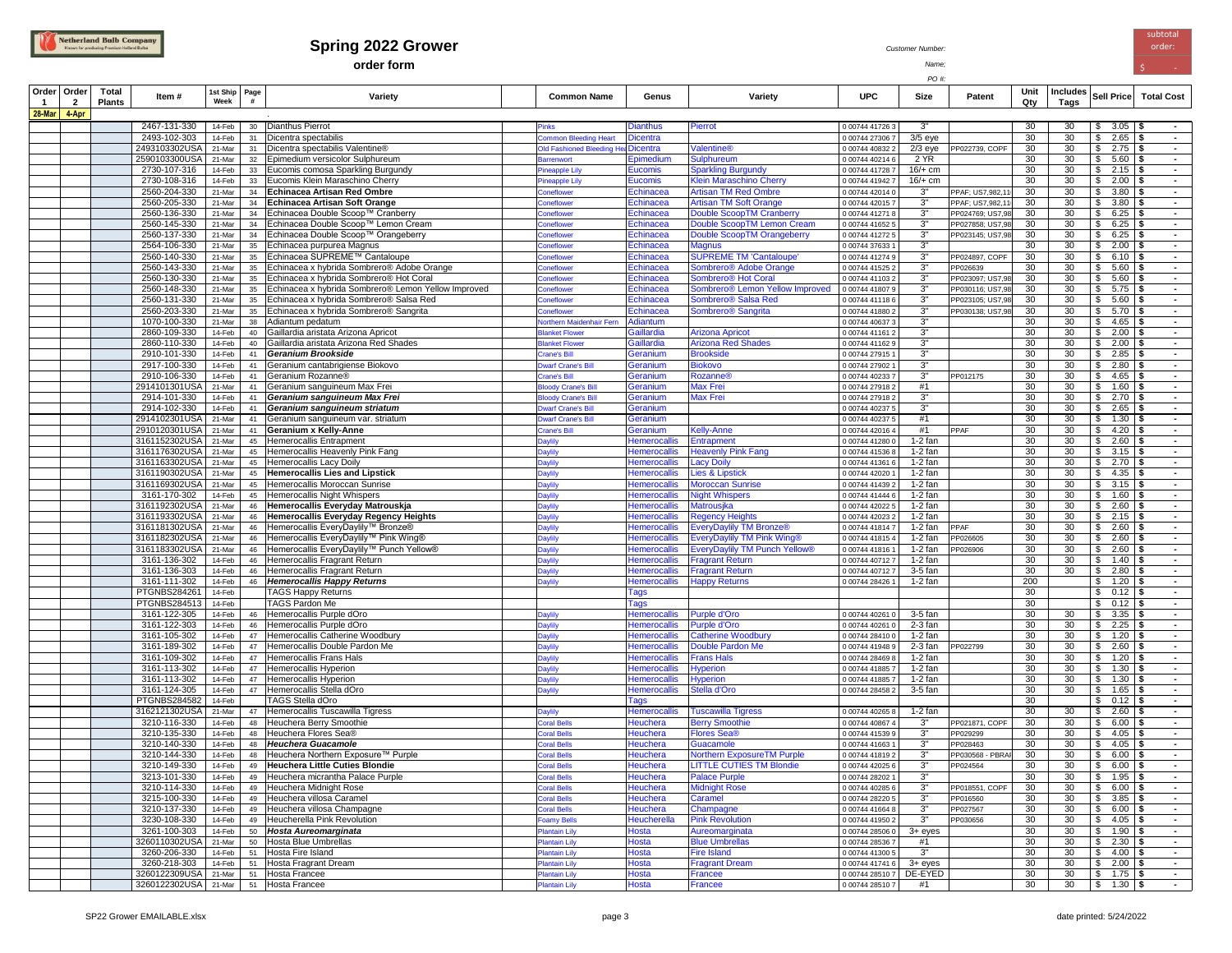# Spring 2022 Grower

**order form**

Netherland Bulb Company

Customer Number:

Name:

PO #:

subtotal order: $ -

| Order 1 | Order 2 | Total Plants | Item # | 1st Ship Week | Page # | Variety | Common Name | Genus | Variety | UPC | Size | Patent | Unit Qty | Includes Tags | Sell Price | Total Cost |
|---|---|---|---|---|---|---|---|---|---|---|---|---|---|---|---|---|
| 28-Mar | 4-Apr | | | | | | | | | | | | | | | |
| | | | 2467-131-330 | 14-Feb | 30 | Dianthus Pierrot | Pinks | Dianthus | Pierrot | 0 00744 41726 3 | 3" | | 30 | 30 | $ 3.05 | $ - |
| | | | 2493-102-303 | 14-Feb | 31 | Dicentra spectabilis | Common Bleeding Heart | Dicentra | | 0 00744 27306 7 | 3/5 eye | | 30 | 30 | $ 2.65 | $ - |
| | | | 2493103302USA | 21-Mar | 31 | Dicentra spectabilis Valentine® | Old Fashioned Bleeding Heart | Dicentra | Valentine® | 0 00744 40832 2 | 2/3 eye | PP022739, COPF | 30 | 30 | $ 2.75 | $ - |
| | | | 2590103300USA | 21-Mar | 32 | Epimedium versicolor Sulphureum | Barrenwort | Epimedium | Sulphureum | 0 00744 40214 6 | 2 YR | | 30 | 30 | $ 5.60 | $ - |
| | | | 2730-107-316 | 14-Feb | 33 | Eucomis comosa Sparkling Burgundy | Pineapple Lily | Eucomis | Sparkling Burgundy | 0 00744 41728 7 | 16/+ cm | | 30 | 30 | $ 2.15 | $ - |
| | | | 2730-108-316 | 14-Feb | 33 | Eucomis Klein Maraschino Cherry | Pineapple Lily | Eucomis | Klein Maraschino Cherry | 0 00744 41942 7 | 16/+ cm | | 30 | 30 | $ 2.00 | $ - |
| | | | 2560-204-330 | 21-Mar | 34 | **Echinacea Artisan Red Ombre** | Coneflower | Echinacea | Artisan TM Red Ombre | 0 00744 42014 0 | 3" | PPAF; US7,982,11 | 30 | 30 | $ 3.80 | $ - |
| | | | 2560-205-330 | 21-Mar | 34 | **Echinacea Artisan Soft Orange** | Coneflower | Echinacea | Artisan TM Soft Orange | 0 00744 42015 7 | 3" | PPAF; US7,982,11 | 30 | 30 | $ 3.80 | $ - |
| | | | 2560-136-330 | 21-Mar | 34 | Echinacea Double Scoop™ Cranberry | Coneflower | Echinacea | Double ScoopTM Cranberry | 0 00744 41271 8 | 3" | PP024769; US7,98 | 30 | 30 | $ 6.25 | $ - |
| | | | 2560-145-330 | 21-Mar | 34 | Echinacea Double Scoop™ Lemon Cream | Coneflower | Echinacea | Double ScoopTM Lemon Cream | 0 00744 41652 5 | 3" | PP027858; US7,98 | 30 | 30 | $ 6.25 | $ - |
| | | | 2560-137-330 | 21-Mar | 34 | Echinacea Double Scoop™ Orangeberry | Coneflower | Echinacea | Double ScoopTM Orangeberry | 0 00744 41272 5 | 3" | PP023145; US7,98 | 30 | 30 | $ 6.25 | $ - |
| | | | 2564-106-330 | 21-Mar | 35 | Echinacea purpurea Magnus | Coneflower | Echinacea | Magnus | 0 00744 37633 1 | 3" | | 30 | 30 | $ 2.00 | $ - |
| | | | 2560-140-330 | 21-Mar | 35 | Echinacea SUPREME™ Cantaloupe | Coneflower | Echinacea | SUPREME TM 'Cantaloupe' | 0 00744 41274 9 | 3" | PP024897, COPF | 30 | 30 | $ 6.10 | $ - |
| | | | 2560-143-330 | 21-Mar | 35 | Echinacea x hybrida Sombrero® Adobe Orange | Coneflower | Echinacea | Sombrero® Adobe Orange | 0 00744 41525 2 | 3" | PP026639 | 30 | 30 | $ 5.60 | $ - |
| | | | 2560-130-330 | 21-Mar | 35 | Echinacea x hybrida Sombrero® Hot Coral | Coneflower | Echinacea | Sombrero® Hot Coral | 0 00744 41103 2 | 3" | PP023097; US7,98 | 30 | 30 | $ 5.60 | $ - |
| | | | 2560-148-330 | 21-Mar | 35 | Echinacea x hybrida Sombrero® Lemon Yellow Improved | Coneflower | Echinacea | Sombrero® Lemon Yellow Improved | 0 00744 41807 9 | 3" | PP030116; US7,98 | 30 | 30 | $ 5.75 | $ - |
| | | | 2560-131-330 | 21-Mar | 35 | Echinacea x hybrida Sombrero® Salsa Red | Coneflower | Echinacea | Sombrero® Salsa Red | 0 00744 41118 6 | 3" | PP023105; US7,98 | 30 | 30 | $ 5.60 | $ - |
| | | | 2560-203-330 | 21-Mar | 35 | Echinacea x hybrida Sombrero® Sangrita | Coneflower | Echinacea | Sombrero® Sangrita | 0 00744 41880 2 | 3" | PP030138; US7,98 | 30 | 30 | $ 5.70 | $ - |
| | | | 1070-100-330 | 21-Mar | 38 | Adiantum pedatum | Northern Maidenhair Fern | Adiantum | | 0 00744 40637 3 | 3" | | 30 | 30 | $ 4.65 | $ - |
| | | | 2860-109-330 | 14-Feb | 40 | Gaillardia aristata Arizona Apricot | Blanket Flower | Gaillardia | Arizona Apricot | 0 00744 41161 2 | 3" | | 30 | 30 | $ 2.00 | $ - |
| | | | 2860-110-330 | 14-Feb | 40 | Gaillardia aristata Arizona Red Shades | Blanket Flower | Gaillardia | Arizona Red Shades | 0 00744 41162 9 | 3" | | 30 | 30 | $ 2.00 | $ - |
| | | | 2910-101-330 | 14-Feb | 41 | ***Geranium Brookside*** | Crane's Bill | Geranium | Brookside | 0 00744 27915 1 | 3" | | 30 | 30 | $ 2.85 | $ - |
| | | | 2917-100-330 | 14-Feb | 41 | Geranium cantabrigiense Biokovo | Dwarf Crane's Bill | Geranium | Biokovo | 0 00744 27902 1 | 3" | | 30 | 30 | $ 2.80 | $ - |
| | | | 2910-106-330 | 14-Feb | 41 | Geranium Rozanne® | Crane's Bill | Geranium | Rozanne® | 0 00744 40233 7 | 3" | PP012175 | 30 | 30 | $ 4.65 | $ - |
| | | | 2914101301USA | 21-Mar | 41 | Geranium sanguineum Max Frei | Bloody Crane's Bill | Geranium | Max Frei | 0 00744 27918 2 | #1 | | 30 | 30 | $ 1.60 | $ - |
| | | | 2914-101-330 | 14-Feb | 41 | ***Geranium sanguineum Max Frei*** | Bloody Crane's Bill | Geranium | Max Frei | 0 00744 27918 2 | 3" | | 30 | 30 | $ 2.70 | $ - |
| | | | 2914-102-330 | 14-Feb | 41 | ***Geranium sanguineum striatum*** | Dwarf Crane's Bill | Geranium | | 0 00744 40237 5 | 3" | | 30 | 30 | $ 2.65 | $ - |
| | | | 2914102301USA | 21-Mar | 41 | Geranium sanguineum var. striatum | Dwarf Crane's Bill | Geranium | | 0 00744 40237 5 | #1 | | 30 | 30 | $ 1.30 | $ - |
| | | | 2910120301USA | 21-Mar | 41 | **Geranium x Kelly-Anne** | Crane's Bill | Geranium | Kelly-Anne | 0 00744 42016 4 | #1 | PPAF | 30 | 30 | $ 4.20 | $ - |
| | | | 3161152302USA | 21-Mar | 45 | Hemerocallis Entrapment | Daylily | Hemerocallis | Entrapment | 0 00744 41280 0 | 1-2 fan | | 30 | 30 | $ 2.60 | $ - |
| | | | 3161176302USA | 21-Mar | 45 | Hemerocallis Heavenly Pink Fang | Daylily | Hemerocallis | Heavenly Pink Fang | 0 00744 41536 8 | 1-2 fan | | 30 | 30 | $ 3.15 | $ - |
| | | | 3161163302USA | 21-Mar | 45 | Hemerocallis Lacy Doily | Daylily | Hemerocallis | Lacy Doily | 0 00744 41361 6 | 1-2 fan | | 30 | 30 | $ 2.70 | $ - |
| | | | 3161190302USA | 21-Mar | 45 | **Hemerocallis Lies and Lipstick** | Daylily | Hemerocallis | Lies & Lipstick | 0 00744 42020 1 | 1-2 fan | | 30 | 30 | $ 4.35 | $ - |
| | | | 3161169302USA | 21-Mar | 45 | Hemerocallis Moroccan Sunrise | Daylily | Hemerocallis | Moroccan Sunrise | 0 00744 41439 2 | 1-2 fan | | 30 | 30 | $ 3.15 | $ - |
| | | | 3161-170-302 | 14-Feb | 45 | Hemerocallis Night Whispers | Daylily | Hemerocallis | Night Whispers | 0 00744 41444 6 | 1-2 fan | | 30 | 30 | $ 1.60 | $ - |
| | | | 3161192302USA | 21-Mar | 46 | **Hemerocallis Everyday Matrouskja** | Daylily | Hemerocallis | Matrousjka | 0 00744 42022 5 | 1-2 fan | | 30 | 30 | $ 2.60 | $ - |
| | | | 3161193302USA | 21-Mar | 46 | **Hemerocallis Everyday Regency Heights** | Daylily | Hemerocallis | Regency Heights | 0 00744 42023 2 | 1-2 fan | | 30 | 30 | $ 2.15 | $ - |
| | | | 3161181302USA | 21-Mar | 46 | Hemerocallis EveryDaylily™ Bronze® | Daylily | Hemerocallis | EveryDaylily TM Bronze® | 0 00744 41814 7 | 1-2 fan | PPAF | 30 | 30 | $ 2.60 | $ - |
| | | | 3161182302USA | 21-Mar | 46 | Hemerocallis EveryDaylily™ Pink Wing® | Daylily | Hemerocallis | EveryDaylily TM Pink Wing® | 0 00744 41815 4 | 1-2 fan | PP026605 | 30 | 30 | $ 2.60 | $ - |
| | | | 3161183302USA | 21-Mar | 46 | Hemerocallis EveryDaylily™ Punch Yellow® | Daylily | Hemerocallis | EveryDaylily TM Punch Yellow® | 0 00744 41816 1 | 1-2 fan | PP026906 | 30 | 30 | $ 2.60 | $ - |
| | | | 3161-136-302 | 14-Feb | 46 | Hemerocallis Fragrant Return | Daylily | Hemerocallis | Fragrant Return | 0 00744 40712 7 | 1-2 fan | | 30 | 30 | $ 1.40 | $ - |
| | | | 3161-136-303 | 14-Feb | 46 | Hemerocallis Fragrant Return | Daylily | Hemerocallis | Fragrant Return | 0 00744 40712 7 | 3-5 fan | | 30 | 30 | $ 2.80 | $ - |
| | | | 3161-111-302 | 14-Feb | 46 | ***Hemerocallis Happy Returns*** | Daylily | Hemerocallis | Happy Returns | 0 00744 28426 1 | 1-2 fan | | 200 | | $ 1.20 | $ - |
| | | | PTGNBS284261 | 14-Feb | | TAGS Happy Returns | | Tags | | | | | 30 | | $ 0.12 | $ - |
| | | | PTGNBS284513 | 14-Feb | | TAGS Pardon Me | | Tags | | | | | 30 | | $ 0.12 | $ - |
| | | | 3161-122-305 | 14-Feb | 46 | Hemerocallis Purple dOro | Daylily | Hemerocallis | Purple d'Oro | 0 00744 40261 0 | 3-5 fan | | 30 | 30 | $ 3.35 | $ - |
| | | | 3161-122-303 | 14-Feb | 46 | Hemerocallis Purple dOro | Daylily | Hemerocallis | Purple d'Oro | 0 00744 40261 0 | 2-3 fan | | 30 | 30 | $ 2.25 | $ - |
| | | | 3161-105-302 | 14-Feb | 47 | Hemerocallis Catherine Woodbury | Daylily | Hemerocallis | Catherine Woodbury | 0 00744 28410 0 | 1-2 fan | | 30 | 30 | $ 1.20 | $ - |
| | | | 3161-189-302 | 14-Feb | 47 | Hemerocallis Double Pardon Me | Daylily | Hemerocallis | Double Pardon Me | 0 00744 41948 9 | 2-3 fan | PP022799 | 30 | 30 | $ 2.60 | $ - |
| | | | 3161-109-302 | 14-Feb | 47 | Hemerocallis Frans Hals | Daylily | Hemerocallis | Frans Hals | 0 00744 28469 8 | 1-2 fan | | 30 | 30 | $ 1.20 | $ - |
| | | | 3161-113-302 | 14-Feb | 47 | Hemerocallis Hyperion | Daylily | Hemerocallis | Hyperion | 0 00744 41885 7 | 1-2 fan | | 30 | 30 | $ 1.30 | $ - |
| | | | 3161-113-302 | 14-Feb | 47 | Hemerocallis Hyperion | Daylily | Hemerocallis | Hyperion | 0 00744 41885 7 | 1-2 fan | | 30 | 30 | $ 1.30 | $ - |
| | | | 3161-124-305 | 14-Feb | 47 | Hemerocallis Stella dOro | Daylily | Hemerocallis | Stella d'Oro | 0 00744 28458 2 | 3-5 fan | | 30 | 30 | $ 1.65 | $ - |
| | | | PTGNBS284582 | 14-Feb | | TAGS Stella dOro | | Tags | | | | | 30 | | $ 0.12 | $ - |
| | | | 3162121302USA | 21-Mar | 47 | Hemerocallis Tuscawilla Tigress | Daylily | Hemerocallis | Tuscawilla Tigress | 0 00744 40265 8 | 1-2 fan | | 30 | 30 | $ 2.60 | $ - |
| | | | 3210-116-330 | 14-Feb | 48 | Heuchera Berry Smoothie | Coral Bells | Heuchera | Berry Smoothie | 0 00744 40867 4 | 3" | PP021871, COPF | 30 | 30 | $ 6.00 | $ - |
| | | | 3210-135-330 | 14-Feb | 48 | Heuchera Flores Sea® | Coral Bells | Heuchera | Flores Sea® | 0 00744 41539 9 | 3" | PP029299 | 30 | 30 | $ 4.05 | $ - |
| | | | 3210-140-330 | 14-Feb | 48 | ***Heuchera Guacamole*** | Coral Bells | Heuchera | Guacamole | 0 00744 41663 1 | 3" | PP028463 | 30 | 30 | $ 4.05 | $ - |
| | | | 3210-144-330 | 14-Feb | 48 | Heuchera Northern Exposure™ Purple | Coral Bells | Heuchera | Northern ExposureTM Purple | 0 00744 41819 2 | 3" | PP030568 - PBRAI | 30 | 30 | $ 6.00 | $ - |
| | | | 3210-149-330 | 14-Feb | 49 | **Heuchera Little Cuties Blondie** | Coral Bells | Heuchera | LITTLE CUTIES TM Blondie | 0 00744 42025 6 | 3" | PP024564 | 30 | 30 | $ 6.00 | $ - |
| | | | 3213-101-330 | 14-Feb | 49 | Heuchera micrantha Palace Purple | Coral Bells | Heuchera | Palace Purple | 0 00744 28202 1 | 3" | | 30 | 30 | $ 1.95 | $ - |
| | | | 3210-114-330 | 14-Feb | 49 | Heuchera Midnight Rose | Coral Bells | Heuchera | Midnight Rose | 0 00744 40285 6 | 3" | PP018551, COPF | 30 | 30 | $ 6.00 | $ - |
| | | | 3215-100-330 | 14-Feb | 49 | Heuchera villosa Caramel | Coral Bells | Heuchera | Caramel | 0 00744 28220 5 | 3" | PP016560 | 30 | 30 | $ 3.85 | $ - |
| | | | 3210-137-330 | 14-Feb | 49 | Heuchera villosa Champagne | Coral Bells | Heuchera | Champagne | 0 00744 41664 8 | 3" | PP027567 | 30 | 30 | $ 6.00 | $ - |
| | | | 3230-108-330 | 14-Feb | 49 | Heucherella Pink Revolution | Foamy Bells | Heucherella | Pink Revolution | 0 00744 41950 2 | 3" | PP030656 | 30 | 30 | $ 4.05 | $ - |
| | | | 3261-100-303 | 14-Feb | 50 | ***Hosta Aureomarginata*** | Plantain Lily | Hosta | Aureomarginata | 0 00744 28506 0 | 3+ eyes | | 30 | 30 | $ 1.90 | $ - |
| | | | 3260110302USA | 21-Mar | 50 | Hosta Blue Umbrellas | Plantain Lily | Hosta | Blue Umbrellas | 0 00744 28536 7 | #1 | | 30 | 30 | $ 2.30 | $ - |
| | | | 3260-206-330 | 14-Feb | 51 | Hosta Fire Island | Plantain Lily | Hosta | Fire Island | 0 00744 41300 5 | 3" | | 30 | 30 | $ 4.00 | $ - |
| | | | 3260-218-303 | 14-Feb | 51 | Hosta Fragrant Dream | Plantain Lily | Hosta | Fragrant Dream | 0 00744 41741 6 | 3+ eyes | | 30 | 30 | $ 2.00 | $ - |
| | | | 3260122309USA | 21-Mar | 51 | Hosta Francee | Plantain Lily | Hosta | Francee | 0 00744 28510 7 | DE-EYED | | 30 | 30 | $ 1.75 | $ - |
| | | | 3260122302USA | 21-Mar | 51 | Hosta Francee | Plantain Lily | Hosta | Francee | 0 00744 28510 7 | #1 | | 30 | 30 | $ 1.30 | $ - |

SP22 Grower EMAILABLE.xlsx

date printed: 5/24/2022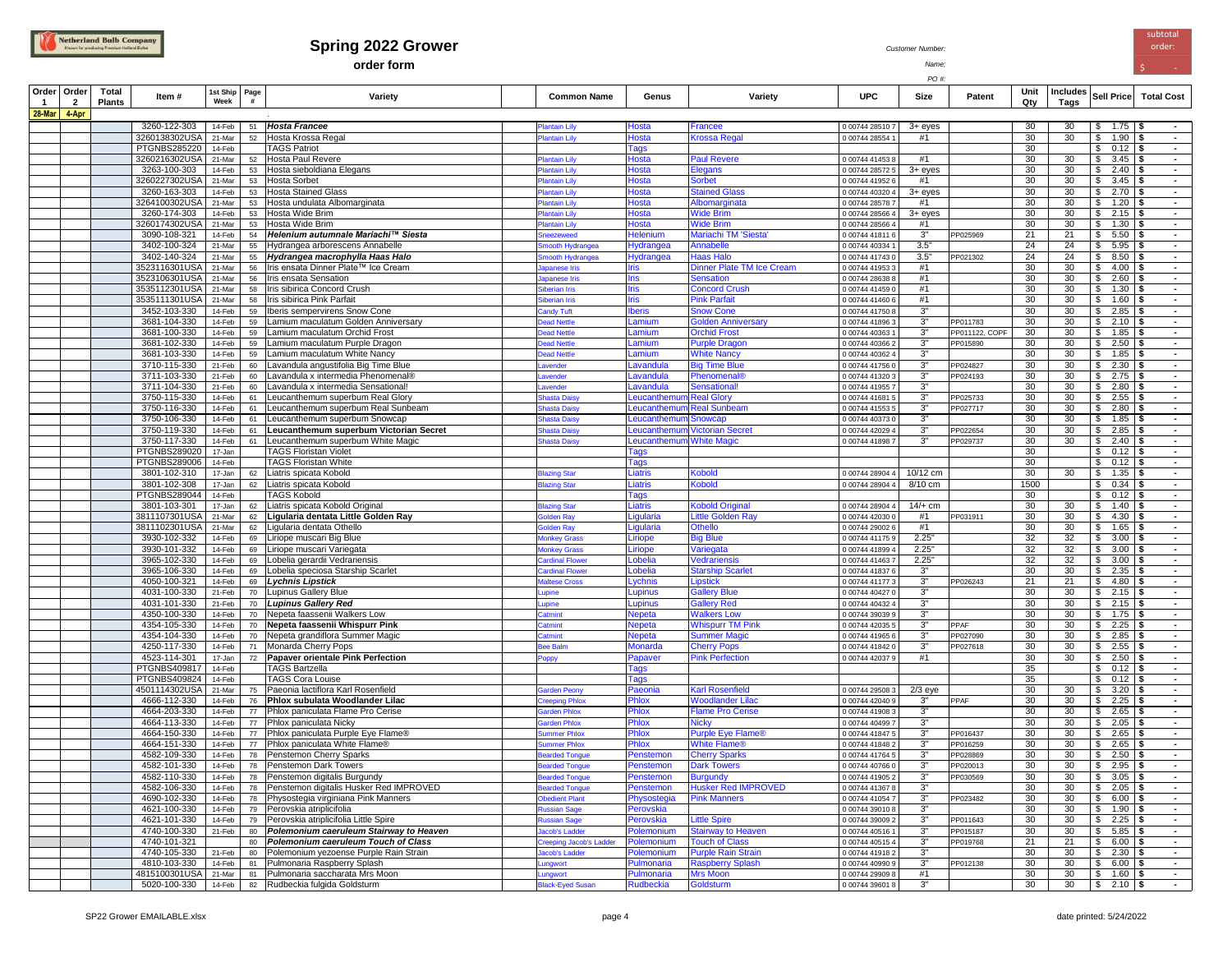# Spring 2022 Grower

**order form**

Customer Number:

Name:

PO #:

subtotal order: $ -

| Order 1 | Order 2 | Total Plants | Item # | 1st Ship Week | Page # | Variety | Common Name | Genus | Variety | UPC | Size | Patent | Unit Qty | Includes Tags | Sell Price | Total Cost |
|---|---|---|---|---|---|---|---|---|---|---|---|---|---|---|---|---|
| 28-Mar | 4-Apr | | | | | | | | | | | | | | | |
| | | | 3260-122-303 | 14-Feb | 51 | ***Hosta Francee*** | Plantain Lily | Hosta | Francee | 0 00744 28510 7 | 3+ eyes | | 30 | 30 | $ 1.75 | $ - |
| | | | 3260138302USA | 21-Mar | 52 | Hosta Krossa Regal | Plantain Lily | Hosta | Krossa Regal | 0 00744 28554 1 | #1 | | 30 | 30 | $ 1.90 | $ - |
| | | | PTGNBS285220 | 14-Feb | | TAGS Patriot | | Tags | | | | | 30 | | $ 0.12 | $ - |
| | | | 3260216302USA | 21-Mar | 52 | Hosta Paul Revere | Plantain Lily | Hosta | Paul Revere | 0 00744 41453 8 | #1 | | 30 | 30 | $ 3.45 | $ - |
| | | | 3263-100-303 | 14-Feb | 53 | Hosta sieboldiana Elegans | Plantain Lily | Hosta | Elegans | 0 00744 28572 5 | 3+ eyes | | 30 | 30 | $ 2.40 | $ - |
| | | | 3260227302USA | 21-Mar | 53 | Hosta Sorbet | Plantain Lily | Hosta | Sorbet | 0 00744 41952 6 | #1 | | 30 | 30 | $ 3.45 | $ - |
| | | | 3260-163-303 | 14-Feb | 53 | Hosta Stained Glass | Plantain Lily | Hosta | Stained Glass | 0 00744 40320 4 | 3+ eyes | | 30 | 30 | $ 2.70 | $ - |
| | | | 3264100302USA | 21-Mar | 53 | Hosta undulata Albomarginata | Plantain Lily | Hosta | Albomarginata | 0 00744 28578 7 | #1 | | 30 | 30 | $ 1.20 | $ - |
| | | | 3260-174-303 | 14-Feb | 53 | Hosta Wide Brim | Plantain Lily | Hosta | Wide Brim | 0 00744 28566 4 | 3+ eyes | | 30 | 30 | $ 2.15 | $ - |
| | | | 3260174302USA | 21-Mar | 53 | Hosta Wide Brim | Plantain Lily | Hosta | Wide Brim | 0 00744 28566 4 | #1 | | 30 | 30 | $ 1.30 | $ - |
| | | | 3090-108-321 | 14-Feb | 54 | ***Helenium autumnale Mariachi™ Siesta*** | Sneezeweed | Helenium | Mariachi TM 'Siesta' | 0 00744 41811 6 | 3" | PP025969 | 21 | 21 | $ 5.50 | $ - |
| | | | 3402-100-324 | 21-Mar | 55 | Hydrangea arborescens Annabelle | Smooth Hydrangea | Hydrangea | Annabelle | 0 00744 40334 1 | 3.5" | | 24 | 24 | $ 5.95 | $ - |
| | | | 3402-140-324 | 21-Mar | 55 | ***Hydrangea macrophylla Haas Halo*** | Smooth Hydrangea | Hydrangea | Haas Halo | 0 00744 41743 0 | 3.5" | PP021302 | 24 | 24 | $ 8.50 | $ - |
| | | | 3523116301USA | 21-Mar | 56 | Iris ensata Dinner Plate™ Ice Cream | Japanese Iris | Iris | Dinner Plate TM Ice Cream | 0 00744 41953 3 | #1 | | 30 | 30 | $ 4.00 | $ - |
| | | | 3523106301USA | 21-Mar | 56 | Iris ensata Sensation | Japanese Iris | Iris | Sensation | 0 00744 28638 8 | #1 | | 30 | 30 | $ 2.60 | $ - |
| | | | 3535112301USA | 21-Mar | 58 | Iris sibirica Concord Crush | Siberian Iris | Iris | Concord Crush | 0 00744 41459 0 | #1 | | 30 | 30 | $ 1.30 | $ - |
| | | | 3535111301USA | 21-Mar | 58 | Iris sibirica Pink Parfait | Siberian Iris | Iris | Pink Parfait | 0 00744 41460 6 | #1 | | 30 | 30 | $ 1.60 | $ - |
| | | | 3452-103-330 | 14-Feb | 59 | Iberis sempervirens Snow Cone | Candy Tuft | Iberis | Snow Cone | 0 00744 41750 8 | 3" | | 30 | 30 | $ 2.85 | $ - |
| | | | 3681-104-330 | 14-Feb | 59 | Lamium maculatum Golden Anniversary | Dead Nettle | Lamium | Golden Anniversary | 0 00744 41896 3 | 3" | PP011783 | 30 | 30 | $ 2.10 | $ - |
| | | | 3681-100-330 | 14-Feb | 59 | Lamium maculatum Orchid Frost | Dead Nettle | Lamium | Orchid Frost | 0 00744 40363 1 | 3" | PP011122, COPF | 30 | 30 | $ 1.85 | $ - |
| | | | 3681-102-330 | 14-Feb | 59 | Lamium maculatum Purple Dragon | Dead Nettle | Lamium | Purple Dragon | 0 00744 40366 2 | 3" | PP015890 | 30 | 30 | $ 2.50 | $ - |
| | | | 3681-103-330 | 14-Feb | 59 | Lamium maculatum White Nancy | Dead Nettle | Lamium | White Nancy | 0 00744 40362 4 | 3" | | 30 | 30 | $ 1.85 | $ - |
| | | | 3710-115-330 | 21-Feb | 60 | Lavandula angustifolia Big Time Blue | Lavender | Lavandula | Big Time Blue | 0 00744 41756 0 | 3" | PP024827 | 30 | 30 | $ 2.30 | $ - |
| | | | 3711-103-330 | 21-Feb | 60 | Lavandula x intermedia Phenomenal® | Lavender | Lavandula | Phenomenal® | 0 00744 41320 3 | 3" | PP024193 | 30 | 30 | $ 2.75 | $ - |
| | | | 3711-104-330 | 21-Feb | 60 | Lavandula x intermedia Sensational! | Lavender | Lavandula | Sensational! | 0 00744 41955 7 | 3" | | 30 | 30 | $ 2.80 | $ - |
| | | | 3750-115-330 | 14-Feb | 61 | Leucanthemum superbum Real Glory | Shasta Daisy | Leucanthemum | Real Glory | 0 00744 41681 5 | 3" | PP025733 | 30 | 30 | $ 2.55 | $ - |
| | | | 3750-116-330 | 14-Feb | 61 | Leucanthemum superbum Real Sunbeam | Shasta Daisy | Leucanthemum | Real Sunbeam | 0 00744 41553 5 | 3" | PP027717 | 30 | 30 | $ 2.80 | $ - |
| | | | 3750-106-330 | 14-Feb | 61 | Leucanthemum superbum Snowcap | Shasta Daisy | Leucanthemum | Snowcap | 0 00744 40373 0 | 3" | | 30 | 30 | $ 1.85 | $ - |
| | | | 3750-119-330 | 14-Feb | 61 | **Leucanthemum superbum Victorian Secret** | Shasta Daisy | Leucanthemum | Victorian Secret | 0 00744 42029 4 | 3" | PP022654 | 30 | 30 | $ 2.85 | $ - |
| | | | 3750-117-330 | 14-Feb | 61 | Leucanthemum superbum White Magic | Shasta Daisy | Leucanthemum | White Magic | 0 00744 41898 7 | 3" | PP029737 | 30 | 30 | $ 2.40 | $ - |
| | | | PTGNBS289020 | 17-Jan | | TAGS Floristan Violet | | Tags | | | | | 30 | | $ 0.12 | $ - |
| | | | PTGNBS289006 | 14-Feb | | TAGS Floristan White | | Tags | | | | | 30 | | $ 0.12 | $ - |
| | | | 3801-102-310 | 17-Jan | 62 | Liatris spicata Kobold | Blazing Star | Liatris | Kobold | 0 00744 28904 4 | 10/12 cm | | 30 | 30 | $ 1.35 | $ - |
| | | | 3801-102-308 | 17-Jan | 62 | Liatris spicata Kobold | Blazing Star | Liatris | Kobold | 0 00744 28904 4 | 8/10 cm | | 1500 | | $ 0.34 | $ - |
| | | | PTGNBS289044 | 14-Feb | | TAGS Kobold | | Tags | | | | | 30 | | $ 0.12 | $ - |
| | | | 3801-103-301 | 17-Jan | 62 | Liatris spicata Kobold Original | Blazing Star | Liatris | Kobold Original | 0 00744 28904 4 | 14/+ cm | | 30 | 30 | $ 1.40 | $ - |
| | | | 3811107301USA | 21-Mar | 62 | **Ligularia dentata Little Golden Ray** | Golden Ray | Ligularia | Little Golden Ray | 0 00744 42030 0 | #1 | PP031911 | 30 | 30 | $ 4.30 | $ - |
| | | | 3811102301USA | 21-Mar | 62 | Ligularia dentata Othello | Golden Ray | Ligularia | Othello | 0 00744 29002 6 | #1 | | 30 | 30 | $ 1.65 | $ - |
| | | | 3930-102-332 | 14-Feb | 69 | Liriope muscari Big Blue | Monkey Grass | Liriope | Big Blue | 0 00744 41175 9 | 2.25" | | 32 | 32 | $ 3.00 | $ - |
| | | | 3930-101-332 | 14-Feb | 69 | Liriope muscari Variegata | Monkey Grass | Liriope | Variegata | 0 00744 41899 4 | 2.25" | | 32 | 32 | $ 3.00 | $ - |
| | | | 3965-102-330 | 14-Feb | 69 | Lobelia gerardii Vedrariensis | Cardinal Flower | Lobelia | Vedrariensis | 0 00744 41463 7 | 2.25" | | 32 | 32 | $ 3.00 | $ - |
| | | | 3965-106-330 | 14-Feb | 69 | Lobelia speciosa Starship Scarlet | Cardinal Flower | Lobelia | Starship Scarlet | 0 00744 41837 6 | 3" | | 30 | 30 | $ 2.35 | $ - |
| | | | 4050-100-321 | 14-Feb | 69 | ***Lychnis Lipstick*** | Maltese Cross | Lychnis | Lipstick | 0 00744 41177 3 | 3" | PP026243 | 21 | 21 | $ 4.80 | $ - |
| | | | 4031-100-330 | 21-Feb | 70 | Lupinus Gallery Blue | Lupine | Lupinus | Gallery Blue | 0 00744 40427 0 | 3" | | 30 | 30 | $ 2.15 | $ - |
| | | | 4031-101-330 | 21-Feb | 70 | ***Lupinus Gallery Red*** | Lupine | Lupinus | Gallery Red | 0 00744 40432 4 | 3" | | 30 | 30 | $ 2.15 | $ - |
| | | | 4350-100-330 | 14-Feb | 70 | Nepeta faassenii Walkers Low | Catmint | Nepeta | Walkers Low | 0 00744 39039 9 | 3" | | 30 | 30 | $ 1.75 | $ - |
| | | | 4354-105-330 | 14-Feb | 70 | **Nepeta faassenii Whispurr Pink** | Catmint | Nepeta | Whispurr TM Pink | 0 00744 42035 5 | 3" | PPAF | 30 | 30 | $ 2.25 | $ - |
| | | | 4354-104-330 | 14-Feb | 70 | Nepeta grandiflora Summer Magic | Catmint | Nepeta | Summer Magic | 0 00744 41965 6 | 3" | PP027090 | 30 | 30 | $ 2.85 | $ - |
| | | | 4250-117-330 | 14-Feb | 71 | Monarda Cherry Pops | Bee Balm | Monarda | Cherry Pops | 0 00744 41842 0 | 3" | PP027618 | 30 | 30 | $ 2.55 | $ - |
| | | | 4523-114-301 | 17-Jan | 72 | **Papaver orientale Pink Perfection** | Poppy | Papaver | Pink Perfection | 0 00744 42037 9 | #1 | | 30 | 30 | $ 2.50 | $ - |
| | | | PTGNBS409817 | 14-Feb | | TAGS Bartzella | | Tags | | | | | 35 | | $ 0.12 | $ - |
| | | | PTGNBS409824 | 14-Feb | | TAGS Cora Louise | | Tags | | | | | 35 | | $ 0.12 | $ - |
| | | | 4501114302USA | 21-Mar | 75 | Paeonia lactiflora Karl Rosenfield | Garden Peony | Paeonia | Karl Rosenfield | 0 00744 29508 3 | 2/3 eye | | 30 | 30 | $ 3.20 | $ - |
| | | | 4666-112-330 | 14-Feb | 76 | **Phlox subulata Woodlander Lilac** | Creeping Phlox | Phlox | Woodlander Lilac | 0 00744 42040 9 | 3" | PPAF | 30 | 30 | $ 2.25 | $ - |
| | | | 4664-203-330 | 14-Feb | 77 | Phlox paniculata Flame Pro Cerise | Garden Phlox | Phlox | Flame Pro Cerise | 0 00744 41908 3 | 3" | | 30 | 30 | $ 2.65 | $ - |
| | | | 4664-113-330 | 14-Feb | 77 | Phlox paniculata Nicky | Garden Phlox | Phlox | Nicky | 0 00744 40499 7 | 3" | | 30 | 30 | $ 2.05 | $ - |
| | | | 4664-150-330 | 14-Feb | 77 | Phlox paniculata Purple Eye Flame® | Summer Phlox | Phlox | Purple Eye Flame® | 0 00744 41847 5 | 3" | PP016437 | 30 | 30 | $ 2.65 | $ - |
| | | | 4664-151-330 | 14-Feb | 77 | Phlox paniculata White Flame® | Summer Phlox | Phlox | White Flame® | 0 00744 41848 2 | 3" | PP016259 | 30 | 30 | $ 2.65 | $ - |
| | | | 4582-109-330 | 14-Feb | 78 | Penstemon Cherry Sparks | Bearded Tongue | Penstemon | Cherry Sparks | 0 00744 41764 5 | 3" | PP028869 | 30 | 30 | $ 2.50 | $ - |
| | | | 4582-101-330 | 14-Feb | 78 | Penstemon Dark Towers | Bearded Tongue | Penstemon | Dark Towers | 0 00744 40766 0 | 3" | PP020013 | 30 | 30 | $ 2.95 | $ - |
| | | | 4582-110-330 | 14-Feb | 78 | Penstemon digitalis Burgundy | Bearded Tongue | Penstemon | Burgundy | 0 00744 41905 2 | 3" | PP030569 | 30 | 30 | $ 3.05 | $ - |
| | | | 4582-106-330 | 14-Feb | 78 | Penstemon digitalis Husker Red IMPROVED | Bearded Tongue | Penstemon | Husker Red IMPROVED | 0 00744 41367 8 | 3" | | 30 | 30 | $ 2.05 | $ - |
| | | | 4690-102-330 | 14-Feb | 78 | Physostegia virginiana Pink Manners | Obedient Plant | Physostegia | Pink Manners | 0 00744 41054 7 | 3" | PP023482 | 30 | 30 | $ 6.00 | $ - |
| | | | 4621-100-330 | 14-Feb | 79 | Perovskia atriplicifolia | Russian Sage | Perovskia | | 0 00744 39010 8 | 3" | | 30 | 30 | $ 1.90 | $ - |
| | | | 4621-101-330 | 14-Feb | 79 | Perovskia atriplicifolia Little Spire | Russian Sage | Perovskia | Little Spire | 0 00744 39009 2 | 3" | PP011643 | 30 | 30 | $ 2.25 | $ - |
| | | | 4740-100-330 | 21-Feb | 80 | ***Polemonium caeruleum Stairway to Heaven*** | Jacob's Ladder | Polemonium | Stairway to Heaven | 0 00744 40516 1 | 3" | PP015187 | 30 | 30 | $ 5.85 | $ - |
| | | | 4740-101-321 | | 80 | ***Polemonium caeruleum Touch of Class*** | Creeping Jacob's Ladder | Polemonium | Touch of Class | 0 00744 40515 4 | 3" | PP019768 | 21 | 21 | $ 6.00 | $ - |
| | | | 4740-105-330 | 21-Feb | 80 | Polemonium yezoense Purple Rain Strain | Jacob's Ladder | Polemonium | Purple Rain Strain | 0 00744 41918 2 | 3" | | 30 | 30 | $ 2.30 | $ - |
| | | | 4810-103-330 | 14-Feb | 81 | Pulmonaria Raspberry Splash | Lungwort | Pulmonaria | Raspberry Splash | 0 00744 40990 9 | 3" | PP012138 | 30 | 30 | $ 6.00 | $ - |
| | | | 4815100301USA | 21-Mar | 81 | Pulmonaria saccharata Mrs Moon | Lungwort | Pulmonaria | Mrs Moon | 0 00744 29909 8 | #1 | | 30 | 30 | $ 1.60 | $ - |
| | | | 5020-100-330 | 14-Feb | 82 | Rudbeckia fulgida Goldsturm | Black-Eyed Susan | Rudbeckia | Goldsturm | 0 00744 39601 8 | 3" | | 30 | 30 | $ 2.10 | $ - |

SP22 Grower EMAILABLE.xlsx

date printed: 5/24/2022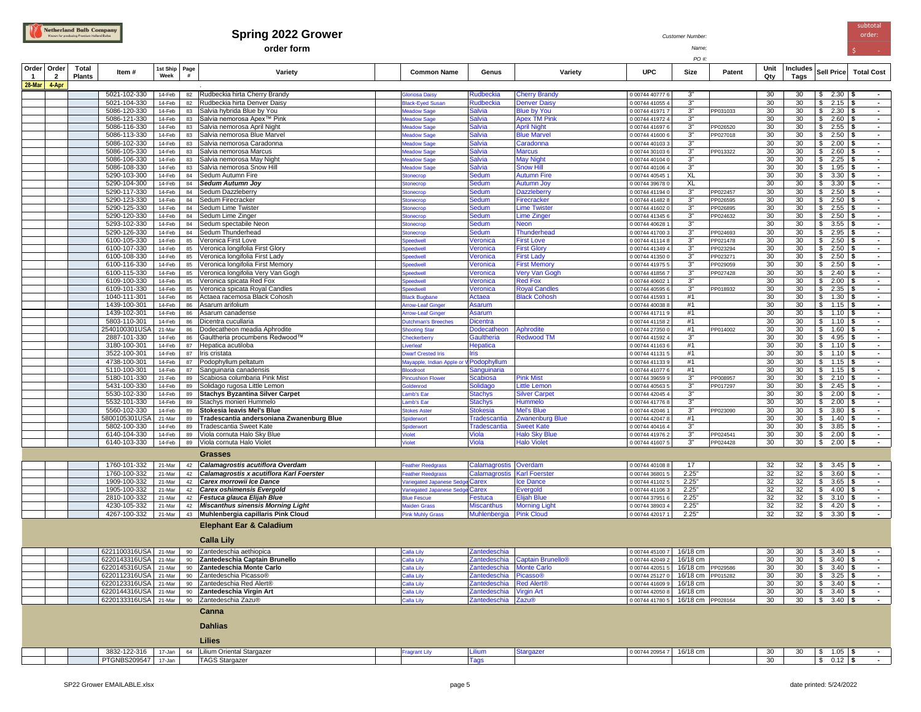**Spring 2022 Grower**

**order form**

Customer Number:

Name:

PO #:

subtotal order: $ -

| Order 1 | Order 2 | Total Plants | Item # | 1st Ship Week | Page # | Variety | Common Name | Genus | Variety | UPC | Size | Patent | Unit Qty | Includes Tags | Sell Price | Total Cost |
|---|---|---|---|---|---|---|---|---|---|---|---|---|---|---|---|---|
| 28-Mar | 4-Apr | | | | | | | | | | | | | | | |
| | | | 5021-102-330 | 14-Feb | 82 | Rudbeckia hirta Cherry Brandy | Gloriosa Daisy | Rudbeckia | Cherry Brandy | 0 00744 40777 6 | 3" | | 30 | 30 | $ 2.30 | $ - |
| | | | 5021-104-330 | 14-Feb | 82 | Rudbeckia hirta Denver Daisy | Black-Eyed Susan | Rudbeckia | Denver Daisy | 0 00744 41055 4 | 3" | | 30 | 30 | $ 2.15 | $ - |
| | | | 5086-120-330 | 14-Feb | 83 | Salvia hybrida Blue by You | Meadow Sage | Salvia | Blue by You | 0 00744 41971 7 | 3" | PP031033 | 30 | 30 | $ 2.30 | $ - |
| | | | 5086-121-330 | 14-Feb | 83 | Salvia nemorosa Apex™ Pink | Meadow Sage | Salvia | Apex TM Pink | 0 00744 41972 4 | 3" | | 30 | 30 | $ 2.60 | $ - |
| | | | 5086-116-330 | 14-Feb | 83 | Salvia nemorosa April Night | Meadow Sage | Salvia | April Night | 0 00744 41697 6 | 3" | PP026520 | 30 | 30 | $ 2.55 | $ - |
| | | | 5086-113-330 | 14-Feb | 83 | Salvia nemorosa Blue Marvel | Meadow Sage | Salvia | Blue Marvel | 0 00744 41600 6 | 3" | PP027018 | 30 | 30 | $ 2.50 | $ - |
| | | | 5086-102-330 | 14-Feb | 83 | Salvia nemorosa Caradonna | Meadow Sage | Salvia | Caradonna | 0 00744 40103 3 | 3" | | 30 | 30 | $ 2.00 | $ - |
| | | | 5086-105-330 | 14-Feb | 83 | Salvia nemorosa Marcus | Meadow Sage | Salvia | Marcus | 0 00744 30103 6 | 3" | PP013322 | 30 | 30 | $ 2.60 | $ - |
| | | | 5086-106-330 | 14-Feb | 83 | Salvia nemorosa May Night | Meadow Sage | Salvia | May Night | 0 00744 40104 0 | 3" | | 30 | 30 | $ 2.25 | $ - |
| | | | 5086-108-330 | 14-Feb | 83 | Salvia nemorosa Snow Hill | Meadow Sage | Salvia | Snow Hill | 0 00744 40106 4 | 3" | | 30 | 30 | $ 1.95 | $ - |
| | | | 5290-103-300 | 14-Feb | 84 | Sedum Autumn Fire | Stonecrop | Sedum | Autumn Fire | 0 00744 40545 1 | XL | | 30 | 30 | $ 3.30 | $ - |
| | | | 5290-104-300 | 14-Feb | 84 | ***Sedum Autumn Joy*** | Stonecrop | Sedum | Autumn Joy | 0 00744 39678 0 | XL | | 30 | 30 | $ 3.30 | $ - |
| | | | 5290-117-330 | 14-Feb | 84 | Sedum Dazzleberry | Stonecrop | Sedum | Dazzleberry | 0 00744 41194 0 | 3" | PP022457 | 30 | 30 | $ 2.50 | $ - |
| | | | 5290-123-330 | 14-Feb | 84 | Sedum Firecracker | Stonecrop | Sedum | Firecracker | 0 00744 41482 8 | 3" | PP026595 | 30 | 30 | $ 2.50 | $ - |
| | | | 5290-125-330 | 14-Feb | 84 | Sedum Lime Twister | Stonecrop | Sedum | Lime Twister | 0 00744 41602 0 | 3" | PP026895 | 30 | 30 | $ 2.55 | $ - |
| | | | 5290-120-330 | 14-Feb | 84 | Sedum Lime Zinger | Stonecrop | Sedum | Lime Zinger | 0 00744 41345 6 | 3" | PP024632 | 30 | 30 | $ 2.50 | $ - |
| | | | 5293-102-330 | 14-Feb | 84 | Sedum spectabile Neon | Stonecrop | Sedum | Neon | 0 00744 40628 1 | 3" | | 30 | 30 | $ 3.55 | $ - |
| | | | 5290-126-330 | 14-Feb | 84 | Sedum Thunderhead | Stonecrop | Sedum | Thunderhead | 0 00744 41700 3 | 3" | PP024693 | 30 | 30 | $ 2.95 | $ - |
| | | | 6100-105-330 | 14-Feb | 85 | Veronica First Love | Speedwell | Veronica | First Love | 0 00744 41114 8 | 3" | PP021478 | 30 | 30 | $ 2.50 | $ - |
| | | | 6100-107-330 | 14-Feb | 85 | Veronica longifolia First Glory | Speedwell | Veronica | First Glory | 0 00744 41349 4 | 3" | PP023294 | 30 | 30 | $ 2.50 | $ - |
| | | | 6100-108-330 | 14-Feb | 85 | Veronica longifolia First Lady | Speedwell | Veronica | First Lady | 0 00744 41350 0 | 3" | PP023271 | 30 | 30 | $ 2.50 | $ - |
| | | | 6100-116-330 | 14-Feb | 85 | Veronica longifolia First Memory | Speedwell | Veronica | First Memory | 0 00744 41975 5 | 3" | PP029059 | 30 | 30 | $ 2.50 | $ - |
| | | | 6100-115-330 | 14-Feb | 85 | Veronica longifolia Very Van Gogh | Speedwell | Veronica | Very Van Gogh | 0 00744 41856 7 | 3" | PP027428 | 30 | 30 | $ 2.40 | $ - |
| | | | 6109-100-330 | 14-Feb | 85 | Veronica spicata Red Fox | Speedwell | Veronica | Red Fox | 0 00744 40602 1 | 3" | | 30 | 30 | $ 2.00 | $ - |
| | | | 6109-101-330 | 14-Feb | 85 | Veronica spicata Royal Candles | Speedwell | Veronica | Royal Candles | 0 00744 40595 6 | 3" | PP018932 | 30 | 30 | $ 2.35 | $ - |
| | | | 1040-111-301 | 14-Feb | 86 | Actaea racemosa Black Cohosh | Black Bugbane | Actaea | Black Cohosh | 0 00744 41593 1 | #1 | | 30 | 30 | $ 1.30 | $ - |
| | | | 1439-100-301 | 14-Feb | 86 | Asarum arifolium | Arrow-Leaf Ginger | Asarum | | 0 00744 40038 8 | #1 | | 30 | 30 | $ 1.15 | $ - |
| | | | 1439-102-301 | 14-Feb | 86 | Asarum canadense | Arrow-Leaf Ginger | Asarum | | 0 00744 41711 9 | #1 | | 30 | 30 | $ 1.10 | $ - |
| | | | 5803-110-301 | 14-Feb | 86 | Dicentra cucullaria | Dutchman's Breeches | Dicentra | | 0 00744 41158 2 | #1 | | 30 | 30 | $ 1.10 | $ - |
| | | | 2540100301USA | 21-Mar | 86 | Dodecatheon meadia Aphrodite | Shooting Star | Dodecatheon | Aphrodite | 0 00744 27350 0 | #1 | PP014002 | 30 | 30 | $ 1.60 | $ - |
| | | | 2887-101-330 | 14-Feb | 86 | Gaultheria procumbens Redwood™ | Checkerberry | Gaultheria | Redwood TM | 0 00744 41592 4 | 3" | | 30 | 30 | $ 4.95 | $ - |
| | | | 3180-100-301 | 14-Feb | 87 | Hepatica acutiloba | Liverleaf | Hepatica | | 0 00744 41163 6 | #1 | | 30 | 30 | $ 1.10 | $ - |
| | | | 3522-100-301 | 14-Feb | 87 | Iris cristata | Dwarf Crested Iris | Iris | | 0 00744 41131 5 | #1 | | 30 | 30 | $ 1.10 | $ - |
| | | | 4738-100-301 | 14-Feb | 87 | Podophyllum peltatum | Mayapple, Indian Apple or W | Podophyllum | | 0 00744 41133 9 | #1 | | 30 | 30 | $ 1.15 | $ - |
| | | | 5110-100-301 | 14-Feb | 87 | Sanguinaria canadensis | Bloodroot | Sanguinaria | | 0 00744 41077 6 | #1 | | 30 | 30 | $ 1.15 | $ - |
| | | | 5180-101-330 | 21-Feb | 89 | Scabiosa columbaria Pink Mist | Pincushion Flower | Scabiosa | Pink Mist | 0 00744 39659 9 | 3" | PP008957 | 30 | 30 | $ 2.10 | $ - |
| | | | 5431-100-330 | 14-Feb | 89 | Solidago rugosa Little Lemon | Goldenrod | Solidago | Little Lemon | 0 00744 40563 5 | 3" | PP017297 | 30 | 30 | $ 2.45 | $ - |
| | | | 5530-102-330 | 14-Feb | 89 | **Stachys Byzantina Silver Carpet** | Lamb's Ear | Stachys | Silver Carpet | 0 00744 42045 4 | 3" | | 30 | 30 | $ 2.00 | $ - |
| | | | 5532-101-330 | 14-Feb | 89 | Stachys monieri Hummelo | Lamb's Ear | Stachys | Hummelo | 0 00744 41776 8 | 3" | | 30 | 30 | $ 2.00 | $ - |
| | | | 5560-102-330 | 14-Feb | 89 | **Stokesia leavis Mel's Blue** | Stokes Aster | Stokesia | Mel's Blue | 0 00744 42046 1 | 3" | PP023090 | 30 | 30 | $ 3.80 | $ - |
| | | | 5800105301USA | 21-Mar | 89 | **Tradescantia andersoniana Zwanenburg Blue** | Spiderwort | Tradescantia | Zwanenburg Blue | 0 00744 42047 8 | #1 | | 30 | 30 | $ 1.40 | $ - |
| | | | 5802-100-330 | 14-Feb | 89 | Tradescantia Sweet Kate | Spiderwort | Tradescantia | Sweet Kate | 0 00744 40416 4 | 3" | | 30 | 30 | $ 3.85 | $ - |
| | | | 6140-104-330 | 14-Feb | 89 | Viola cornuta Halo Sky Blue | Violet | Viola | Halo Sky Blue | 0 00744 41976 2 | 3" | PP024541 | 30 | 30 | $ 2.00 | $ - |
| | | | 6140-103-330 | 14-Feb | 89 | Viola cornuta Halo Violet | Violet | Viola | Halo Violet | 0 00744 41607 5 | 3" | PP024428 | 30 | 30 | $ 2.00 | $ - |
| | | | | | | **Grasses** | | | | | | | | | | |
| | | | 1760-101-332 | 21-Mar | 42 | ***Calamagrostis acutiflora Overdam*** | Feather Reedgrass | Calamagrostis | Overdam | 0 00744 40108 8 | 17 | | 32 | 32 | $ 3.45 | $ - |
| | | | 1760-100-332 | 21-Mar | 42 | ***Calamagrostis x acutiflora Karl Foerster*** | Feather Reedgrass | Calamagrostis | Karl Foerster | 0 00744 36801 5 | 2.25" | | 32 | 32 | $ 3.60 | $ - |
| | | | 1909-100-332 | 21-Mar | 42 | ***Carex morrowii Ice Dance*** | Variegated Japanese Sedge | Carex | Ice Dance | 0 00744 41102 5 | 2.25" | | 32 | 32 | $ 3.65 | $ - |
| | | | 1905-100-332 | 21-Mar | 42 | ***Carex oshimensis Evergold*** | Variegated Japanese Sedge | Carex | Evergold | 0 00744 41106 3 | 2.25" | | 32 | 32 | $ 4.00 | $ - |
| | | | 2810-100-332 | 21-Mar | 42 | ***Festuca glauca Elijah Blue*** | Blue Fescue | Festuca | Elijah Blue | 0 00744 37951 6 | 2.25" | | 32 | 32 | $ 3.10 | $ - |
| | | | 4230-105-332 | 21-Mar | 42 | ***Miscanthus sinensis Morning Light*** | Maiden Grass | Miscanthus | Morning Light | 0 00744 38903 4 | 2.25" | | 32 | 32 | $ 4.20 | $ - |
| | | | 4267-100-332 | 21-Mar | 43 | **Muhlenbergia capillaris Pink Cloud** | Pink Muhly Grass | Muhlenbergia | Pink Cloud | 0 00744 42017 1 | 2.25" | | 32 | 32 | $ 3.30 | $ - |
| | | | | | | **Elephant Ear & Caladium** | | | | | | | | | | |
| | | | | | | **Calla Lily** | | | | | | | | | | |
| | | | 6221100316USA | 21-Mar | 90 | Zantedeschia aethiopica | Calla Lily | Zantedeschia | | 0 00744 45100 7 | 16/18 cm | | 30 | 30 | $ 3.40 | $ - |
| | | | 6220143316USA | 21-Mar | 90 | **Zantedeschia Captain Brunello** | Calla Lily | Zantedeschia | Captain Brunello® | 0 00744 42049 2 | 16/18 cm | | 30 | 30 | $ 3.40 | $ - |
| | | | 6220145316USA | 21-Mar | 90 | **Zantedeschia Monte Carlo** | Calla Lily | Zantedeschia | Monte Carlo | 0 00744 42051 5 | 16/18 cm | PP029586 | 30 | 30 | $ 3.40 | $ - |
| | | | 6220112316USA | 21-Mar | 90 | Zantedeschia Picasso® | Calla Lily | Zantedeschia | Picasso® | 0 00744 25127 0 | 16/18 cm | PP015282 | 30 | 30 | $ 3.25 | $ - |
| | | | 6220123316USA | 21-Mar | 90 | Zantedeschia Red Alert® | Calla Lily | Zantedeschia | Red Alert® | 0 00744 41609 9 | 16/18 cm | | 30 | 30 | $ 3.40 | $ - |
| | | | 6220144316USA | 21-Mar | 90 | **Zantedeschia Virgin Art** | Calla Lily | Zantedeschia | Virgin Art | 0 00744 42050 8 | 16/18 cm | | 30 | 30 | $ 3.40 | $ - |
| | | | 6220133316USA | 21-Mar | 90 | Zantedeschia Zazu® | Calla Lily | Zantedeschia | Zazu® | 0 00744 41780 5 | 16/18 cm | PP028164 | 30 | 30 | $ 3.40 | $ - |
| | | | | | | **Canna** | | | | | | | | | | |
| | | | | | | **Dahlias** | | | | | | | | | | |
| | | | | | | **Lilies** | | | | | | | | | | |
| | | | 3832-122-316 | 17-Jan | 64 | Lilium Oriental Stargazer | Fragrant Lily | Lilium | Stargazer | 0 00744 20954 7 | 16/18 cm | | 30 | 30 | $ 1.05 | $ - |
| | | | PTGNBS209547 | 17-Jan | | TAGS Stargazer | | Tags | | | | | 30 | | $ 0.12 | $ - |

SP22 Grower EMAILABLE.xlsx

date printed: 5/24/2022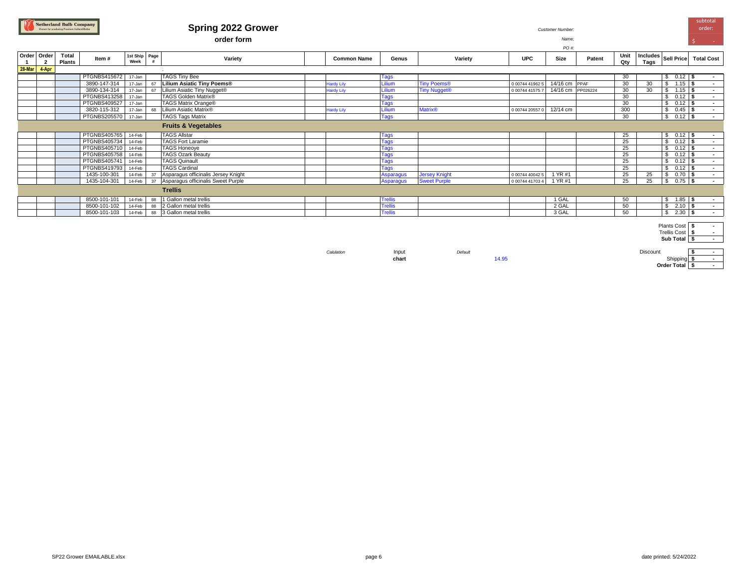Netherland Bulb Company
Known for producing Premium Holland Bulbs

# Spring 2022 Grower

## order form

*Customer Number:*

*Name;*

*PO #:*

subtotal order:

$ -

| Order 1 | Order 2 | Total Plants | Item # | 1st Ship Week | Page # | Variety | | Common Name | Genus | Variety | UPC | Size | Patent | Unit Qty | Includes Tags | Sell Price | Total Cost |
|---|---|---|---|---|---|---|---|---|---|---|---|---|---|---|---|---|---|
| 28-Mar | 4-Apr | | | | | - | | | | | | | | | | | |
| | | | PTGNBS415672 | 17-Jan | | TAGS Tiny Bee | | | Tags | | | | | 30 | | $ 0.12 | $ - |
| | | | 3890-147-314 | 17-Jan | 67 | **Lilium Asiatic Tiny Poems®** | | Hardy Lily | Lilium | Tiny Poems® | 0 00744 41962 5 | 14/16 cm | PPAF | 30 | 30 | $ 1.15 | $ - |
| | | | 3890-134-314 | 17-Jan | 67 | Lilium Asiatic Tiny Nugget® | | Hardy Lily | Lilium | Tiny Nugget® | 0 00744 41575 7 | 14/16 cm | PP026224 | 30 | 30 | $ 1.15 | $ - |
| | | | PTGNBS413258 | 17-Jan | | TAGS Golden Matrix® | | | Tags | | | | | 30 | | $ 0.12 | $ - |
| | | | PTGNBS409527 | 17-Jan | | TAGS Matrix Orange® | | | Tags | | | | | 30 | | $ 0.12 | $ - |
| | | | 3820-115-312 | 17-Jan | 68 | Lilium Asiatic Matrix® | | Hardy Lily | Lilium | Matrix® | 0 00744 20557 0 | 12/14 cm | | 300 | | $ 0.45 | $ - |
| | | | PTGNBS205570 | 17-Jan | | TAGS Tags Matrix | | | Tags | | | | | 30 | | $ 0.12 | $ - |
| | | | | | | **Fruits & Vegetables** | | | | | | | | | | | |
| | | | PTGNBS405765 | 14-Feb | | TAGS Allstar | | | Tags | | | | | 25 | | $ 0.12 | $ - |
| | | | PTGNBS405734 | 14-Feb | | TAGS Fort Laramie | | | Tags | | | | | 25 | | $ 0.12 | $ - |
| | | | PTGNBS405710 | 14-Feb | | TAGS Honeoye | | | Tags | | | | | 25 | | $ 0.12 | $ - |
| | | | PTGNBS405758 | 14-Feb | | TAGS Ozark Beauty | | | Tags | | | | | 25 | | $ 0.12 | $ - |
| | | | PTGNBS405741 | 14-Feb | | TAGS Quinault | | | Tags | | | | | 25 | | $ 0.12 | $ - |
| | | | PTGNBS419793 | 14-Feb | | TAGS Cardinal | | | Tags | | | | | 25 | | $ 0.12 | $ - |
| | | | 1435-100-301 | 14-Feb | 37 | Asparagus officinalis Jersey Knight | | | Asparagus | Jersey Knight | 0 00744 40042 5 | 1 YR #1 | | 25 | 25 | $ 0.70 | $ - |
| | | | 1435-104-301 | 14-Feb | 37 | Asparagus officinalis Sweet Purple | | | Asparagus | Sweet Purple | 0 00744 41703 4 | 1 YR #1 | | 25 | 25 | $ 0.75 | $ - |
| | | | | | | **Trellis** | | | | | | | | | | | |
| | | | 8500-101-101 | 14-Feb | 88 | 1 Gallon metal trellis | | | Trellis | | | 1 GAL | | 50 | | $ 1.85 | $ - |
| | | | 8500-101-102 | 14-Feb | 88 | 2 Gallon metal trellis | | | Trellis | | | 2 GAL | | 50 | | $ 2.10 | $ - |
| | | | 8500-101-103 | 14-Feb | 88 | 3 Gallon metal trellis | | | Trellis | | | 3 GAL | | 50 | | $ 2.30 | $ - |

| | |
|---|---|
| Plants Cost | $ - |
| Trellis Cost | $ - |
| **Sub Total** | $ - |

*Calulation* Input **chart** *Default* 14.95

| | |
|---|---|
| Discount | $ - |
| Shipping | $ - |
| **Order Total** | $ - |

SP22 Grower EMAILABLE.xlsx

date printed: 5/24/2022